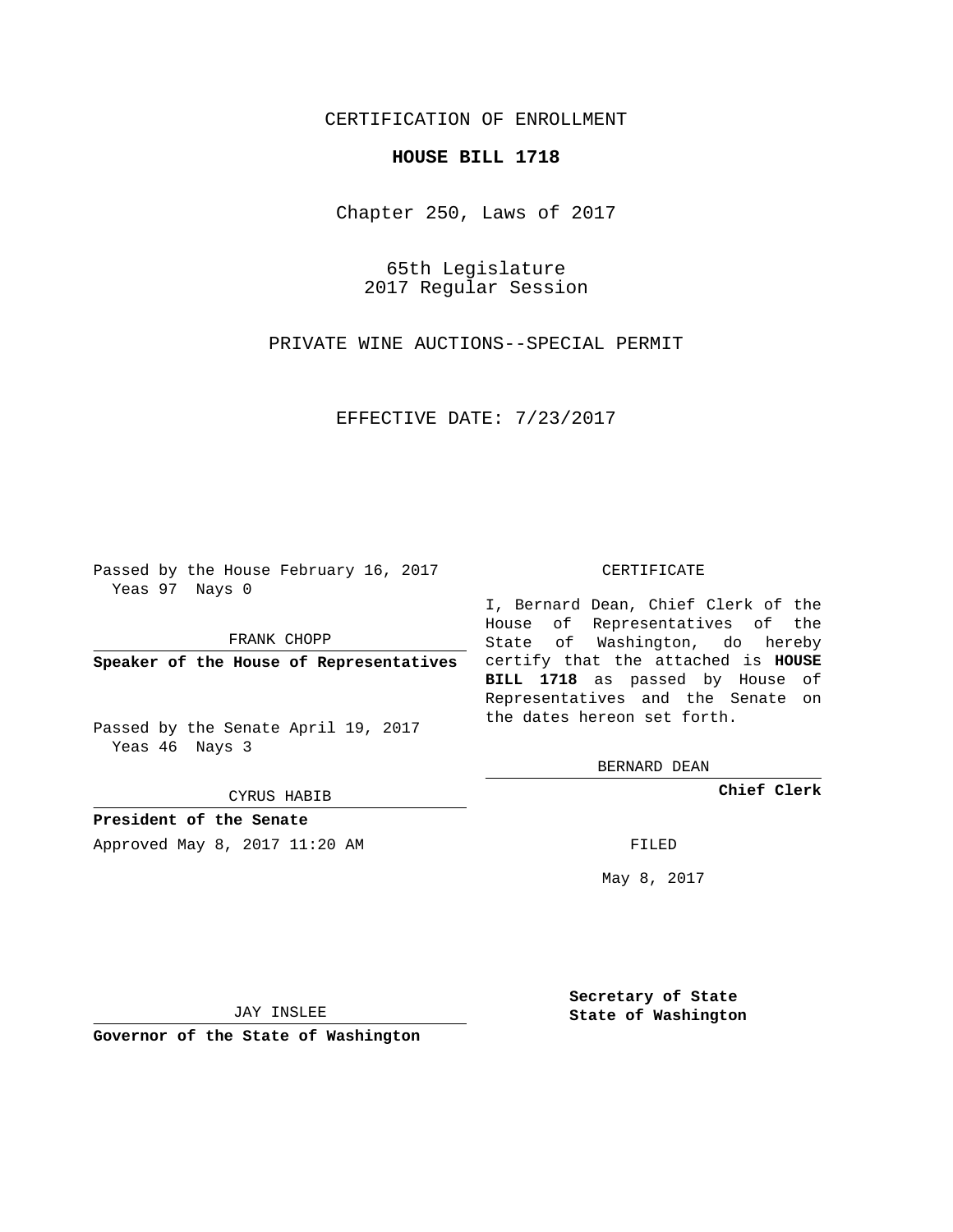CERTIFICATION OF ENROLLMENT

# HOUSE BILL 1718

Chapter 250, Laws of 2017

65th Legislature
2017 Regular Session

PRIVATE WINE AUCTIONS--SPECIAL PERMIT

EFFECTIVE DATE: 7/23/2017

Passed by the House February 16, 2017
Yeas 97 Nays 0

FRANK CHOPP

**Speaker of the House of Representatives**

Passed by the Senate April 19, 2017
Yeas 46 Nays 3

CYRUS HABIB

**President of the Senate**

Approved May 8, 2017 11:20 AM

JAY INSLEE

**Governor of the State of Washington**

CERTIFICATE

I, Bernard Dean, Chief Clerk of the House of Representatives of the State of Washington, do hereby certify that the attached is **HOUSE BILL 1718** as passed by House of Representatives and the Senate on the dates hereon set forth.

BERNARD DEAN

**Chief Clerk**

FILED

May 8, 2017

**Secretary of State**
**State of Washington**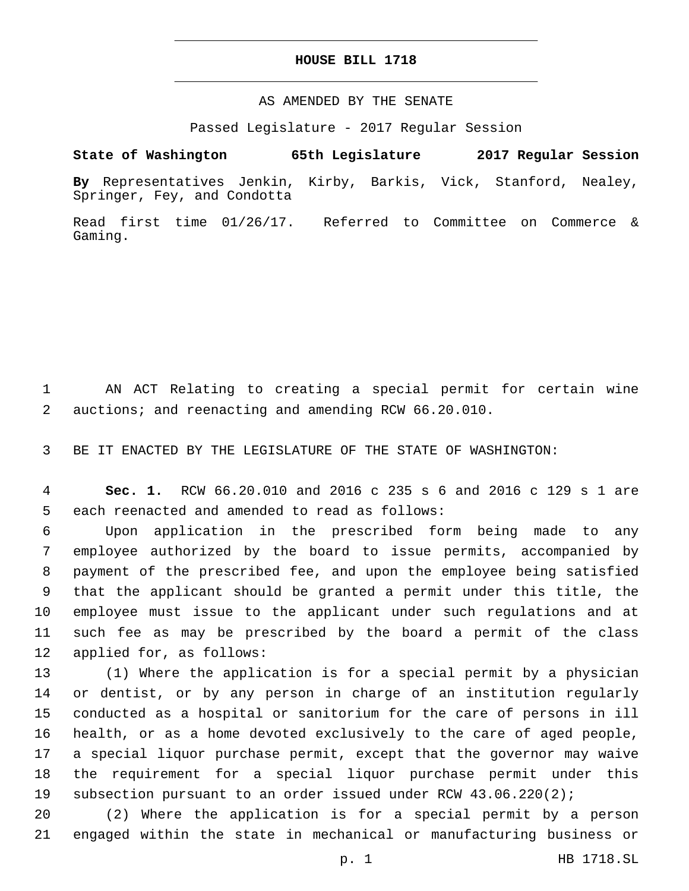# HOUSE BILL 1718

AS AMENDED BY THE SENATE

Passed Legislature - 2017 Regular Session

**State of Washington 65th Legislature 2017 Regular Session**

**By** Representatives Jenkin, Kirby, Barkis, Vick, Stanford, Nealey, Springer, Fey, and Condotta

Read first time 01/26/17. Referred to Committee on Commerce & Gaming.

AN ACT Relating to creating a special permit for certain wine auctions; and reenacting and amending RCW 66.20.010.

BE IT ENACTED BY THE LEGISLATURE OF THE STATE OF WASHINGTON:

**Sec. 1.** RCW 66.20.010 and 2016 c 235 s 6 and 2016 c 129 s 1 are each reenacted and amended to read as follows:

Upon application in the prescribed form being made to any employee authorized by the board to issue permits, accompanied by payment of the prescribed fee, and upon the employee being satisfied that the applicant should be granted a permit under this title, the employee must issue to the applicant under such regulations and at such fee as may be prescribed by the board a permit of the class applied for, as follows:

(1) Where the application is for a special permit by a physician or dentist, or by any person in charge of an institution regularly conducted as a hospital or sanitorium for the care of persons in ill health, or as a home devoted exclusively to the care of aged people, a special liquor purchase permit, except that the governor may waive the requirement for a special liquor purchase permit under this subsection pursuant to an order issued under RCW 43.06.220(2);

(2) Where the application is for a special permit by a person engaged within the state in mechanical or manufacturing business or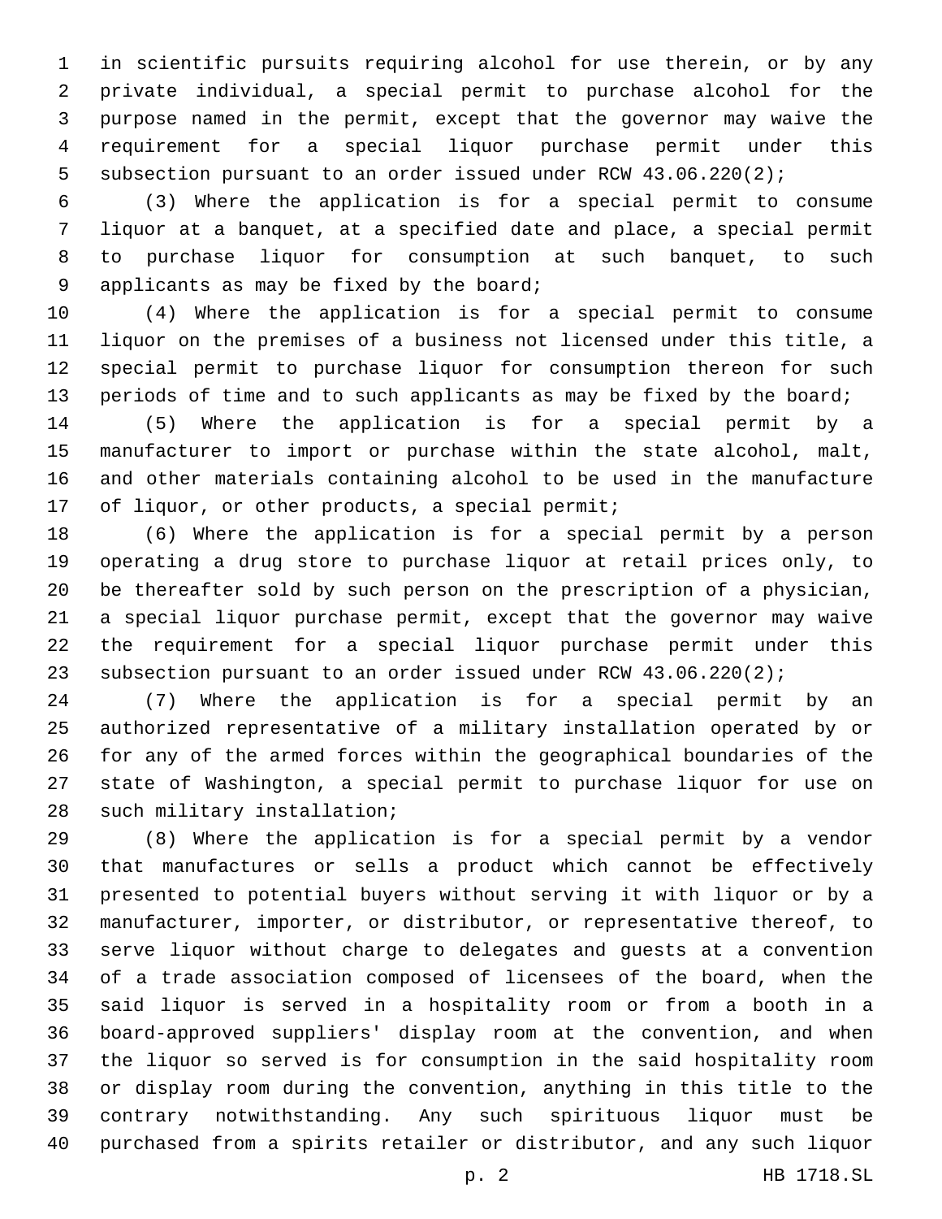in scientific pursuits requiring alcohol for use therein, or by any private individual, a special permit to purchase alcohol for the purpose named in the permit, except that the governor may waive the requirement for a special liquor purchase permit under this subsection pursuant to an order issued under RCW 43.06.220(2);

(3) Where the application is for a special permit to consume liquor at a banquet, at a specified date and place, a special permit to purchase liquor for consumption at such banquet, to such applicants as may be fixed by the board;

(4) Where the application is for a special permit to consume liquor on the premises of a business not licensed under this title, a special permit to purchase liquor for consumption thereon for such periods of time and to such applicants as may be fixed by the board;

(5) Where the application is for a special permit by a manufacturer to import or purchase within the state alcohol, malt, and other materials containing alcohol to be used in the manufacture of liquor, or other products, a special permit;

(6) Where the application is for a special permit by a person operating a drug store to purchase liquor at retail prices only, to be thereafter sold by such person on the prescription of a physician, a special liquor purchase permit, except that the governor may waive the requirement for a special liquor purchase permit under this subsection pursuant to an order issued under RCW 43.06.220(2);

(7) Where the application is for a special permit by an authorized representative of a military installation operated by or for any of the armed forces within the geographical boundaries of the state of Washington, a special permit to purchase liquor for use on such military installation;

(8) Where the application is for a special permit by a vendor that manufactures or sells a product which cannot be effectively presented to potential buyers without serving it with liquor or by a manufacturer, importer, or distributor, or representative thereof, to serve liquor without charge to delegates and guests at a convention of a trade association composed of licensees of the board, when the said liquor is served in a hospitality room or from a booth in a board-approved suppliers' display room at the convention, and when the liquor so served is for consumption in the said hospitality room or display room during the convention, anything in this title to the contrary notwithstanding. Any such spirituous liquor must be purchased from a spirits retailer or distributor, and any such liquor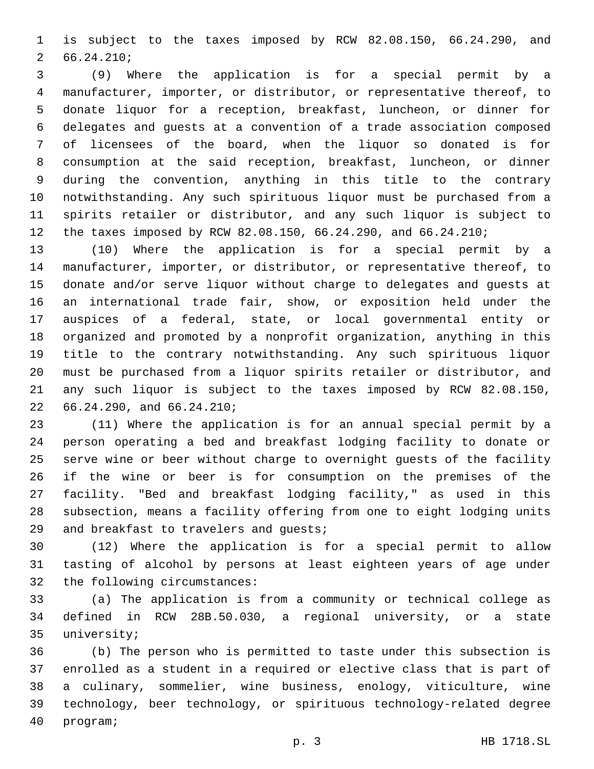is subject to the taxes imposed by RCW 82.08.150, 66.24.290, and 66.24.210;

(9) Where the application is for a special permit by a manufacturer, importer, or distributor, or representative thereof, to donate liquor for a reception, breakfast, luncheon, or dinner for delegates and guests at a convention of a trade association composed of licensees of the board, when the liquor so donated is for consumption at the said reception, breakfast, luncheon, or dinner during the convention, anything in this title to the contrary notwithstanding. Any such spirituous liquor must be purchased from a spirits retailer or distributor, and any such liquor is subject to the taxes imposed by RCW 82.08.150, 66.24.290, and 66.24.210;

(10) Where the application is for a special permit by a manufacturer, importer, or distributor, or representative thereof, to donate and/or serve liquor without charge to delegates and guests at an international trade fair, show, or exposition held under the auspices of a federal, state, or local governmental entity or organized and promoted by a nonprofit organization, anything in this title to the contrary notwithstanding. Any such spirituous liquor must be purchased from a liquor spirits retailer or distributor, and any such liquor is subject to the taxes imposed by RCW 82.08.150, 66.24.290, and 66.24.210;

(11) Where the application is for an annual special permit by a person operating a bed and breakfast lodging facility to donate or serve wine or beer without charge to overnight guests of the facility if the wine or beer is for consumption on the premises of the facility. "Bed and breakfast lodging facility," as used in this subsection, means a facility offering from one to eight lodging units and breakfast to travelers and guests;

(12) Where the application is for a special permit to allow tasting of alcohol by persons at least eighteen years of age under the following circumstances:

(a) The application is from a community or technical college as defined in RCW 28B.50.030, a regional university, or a state university;

(b) The person who is permitted to taste under this subsection is enrolled as a student in a required or elective class that is part of a culinary, sommelier, wine business, enology, viticulture, wine technology, beer technology, or spirituous technology-related degree program;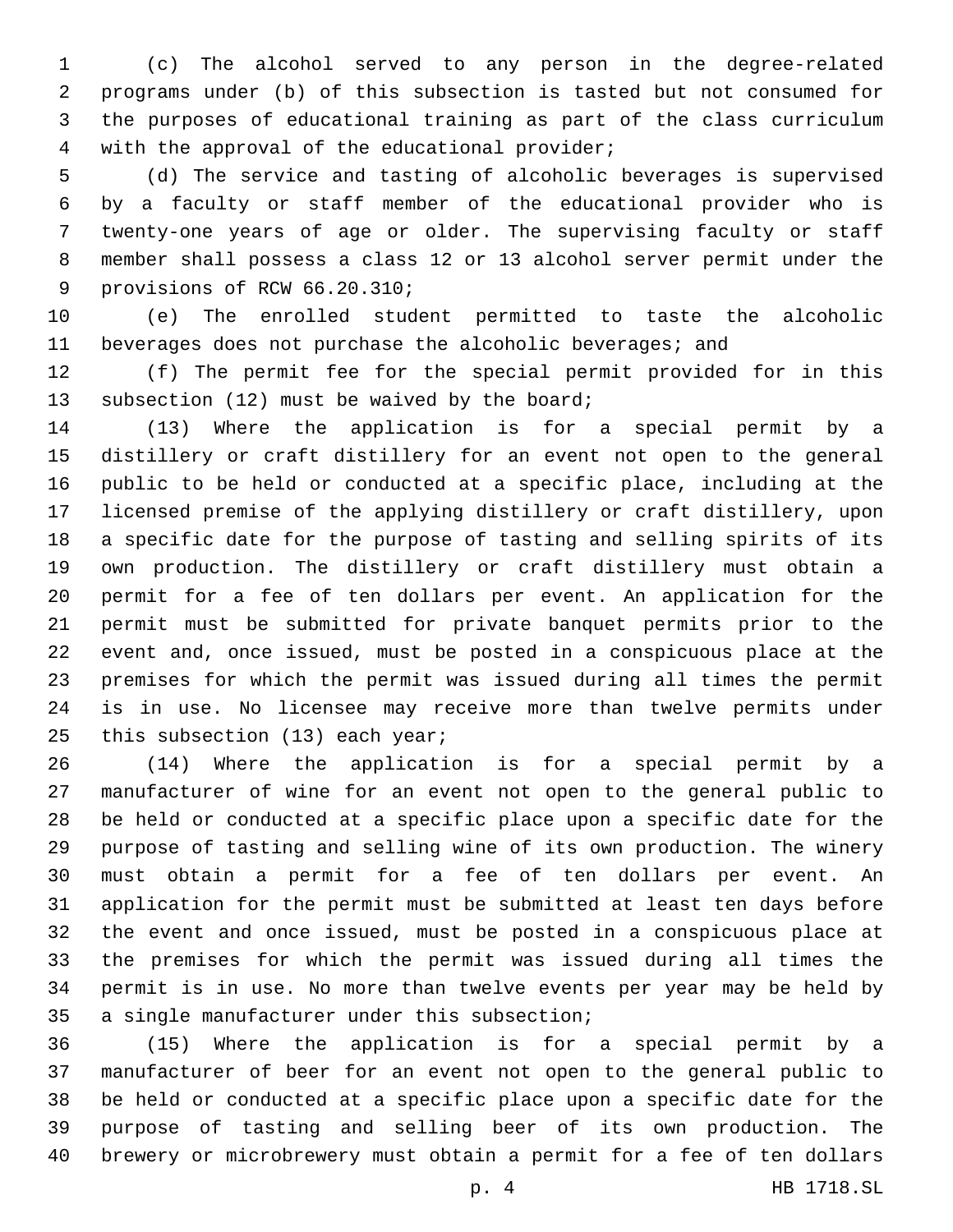(c) The alcohol served to any person in the degree-related programs under (b) of this subsection is tasted but not consumed for the purposes of educational training as part of the class curriculum with the approval of the educational provider;

(d) The service and tasting of alcoholic beverages is supervised by a faculty or staff member of the educational provider who is twenty-one years of age or older. The supervising faculty or staff member shall possess a class 12 or 13 alcohol server permit under the provisions of RCW 66.20.310;

(e) The enrolled student permitted to taste the alcoholic beverages does not purchase the alcoholic beverages; and

(f) The permit fee for the special permit provided for in this subsection (12) must be waived by the board;

(13) Where the application is for a special permit by a distillery or craft distillery for an event not open to the general public to be held or conducted at a specific place, including at the licensed premise of the applying distillery or craft distillery, upon a specific date for the purpose of tasting and selling spirits of its own production. The distillery or craft distillery must obtain a permit for a fee of ten dollars per event. An application for the permit must be submitted for private banquet permits prior to the event and, once issued, must be posted in a conspicuous place at the premises for which the permit was issued during all times the permit is in use. No licensee may receive more than twelve permits under this subsection (13) each year;

(14) Where the application is for a special permit by a manufacturer of wine for an event not open to the general public to be held or conducted at a specific place upon a specific date for the purpose of tasting and selling wine of its own production. The winery must obtain a permit for a fee of ten dollars per event. An application for the permit must be submitted at least ten days before the event and once issued, must be posted in a conspicuous place at the premises for which the permit was issued during all times the permit is in use. No more than twelve events per year may be held by a single manufacturer under this subsection;

(15) Where the application is for a special permit by a manufacturer of beer for an event not open to the general public to be held or conducted at a specific place upon a specific date for the purpose of tasting and selling beer of its own production. The brewery or microbrewery must obtain a permit for a fee of ten dollars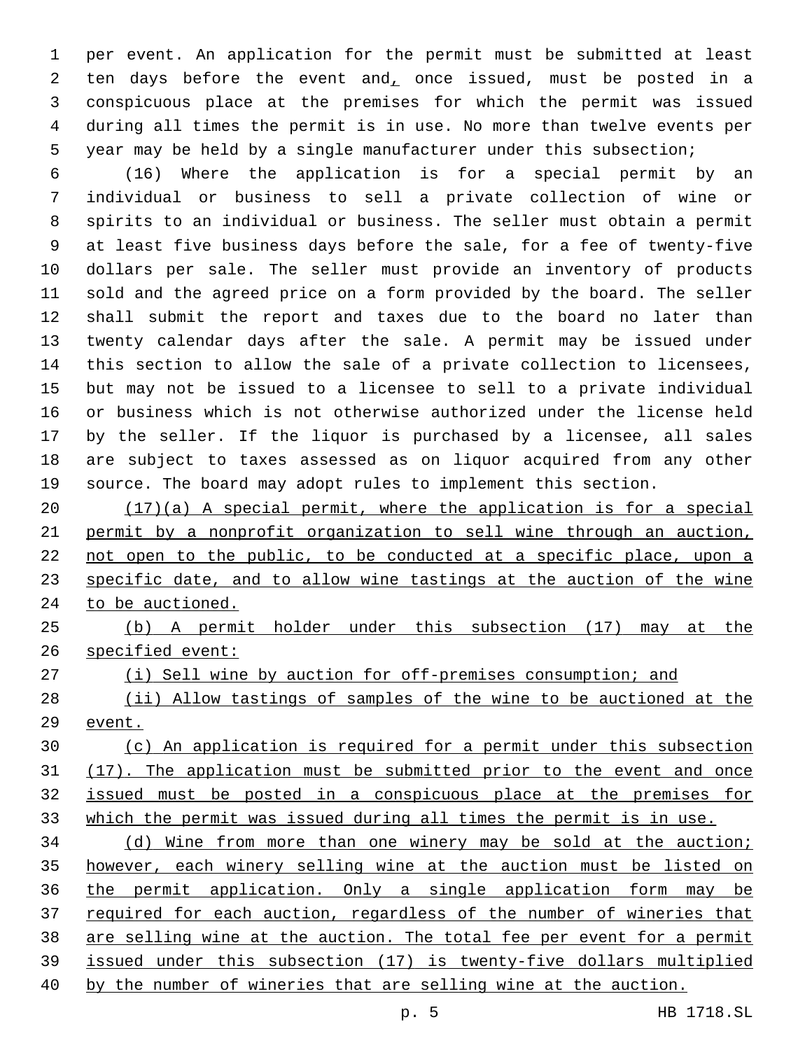per event. An application for the permit must be submitted at least ten days before the event and, once issued, must be posted in a conspicuous place at the premises for which the permit was issued during all times the permit is in use. No more than twelve events per year may be held by a single manufacturer under this subsection;

(16) Where the application is for a special permit by an individual or business to sell a private collection of wine or spirits to an individual or business. The seller must obtain a permit at least five business days before the sale, for a fee of twenty-five dollars per sale. The seller must provide an inventory of products sold and the agreed price on a form provided by the board. The seller shall submit the report and taxes due to the board no later than twenty calendar days after the sale. A permit may be issued under this section to allow the sale of a private collection to licensees, but may not be issued to a licensee to sell to a private individual or business which is not otherwise authorized under the license held by the seller. If the liquor is purchased by a licensee, all sales are subject to taxes assessed as on liquor acquired from any other source. The board may adopt rules to implement this section.

(17)(a) A special permit, where the application is for a special permit by a nonprofit organization to sell wine through an auction, not open to the public, to be conducted at a specific place, upon a specific date, and to allow wine tastings at the auction of the wine to be auctioned.

(b) A permit holder under this subsection (17) may at the specified event:

(i) Sell wine by auction for off-premises consumption; and

(ii) Allow tastings of samples of the wine to be auctioned at the event.

(c) An application is required for a permit under this subsection (17). The application must be submitted prior to the event and once issued must be posted in a conspicuous place at the premises for which the permit was issued during all times the permit is in use.

(d) Wine from more than one winery may be sold at the auction; however, each winery selling wine at the auction must be listed on the permit application. Only a single application form may be required for each auction, regardless of the number of wineries that are selling wine at the auction. The total fee per event for a permit issued under this subsection (17) is twenty-five dollars multiplied by the number of wineries that are selling wine at the auction.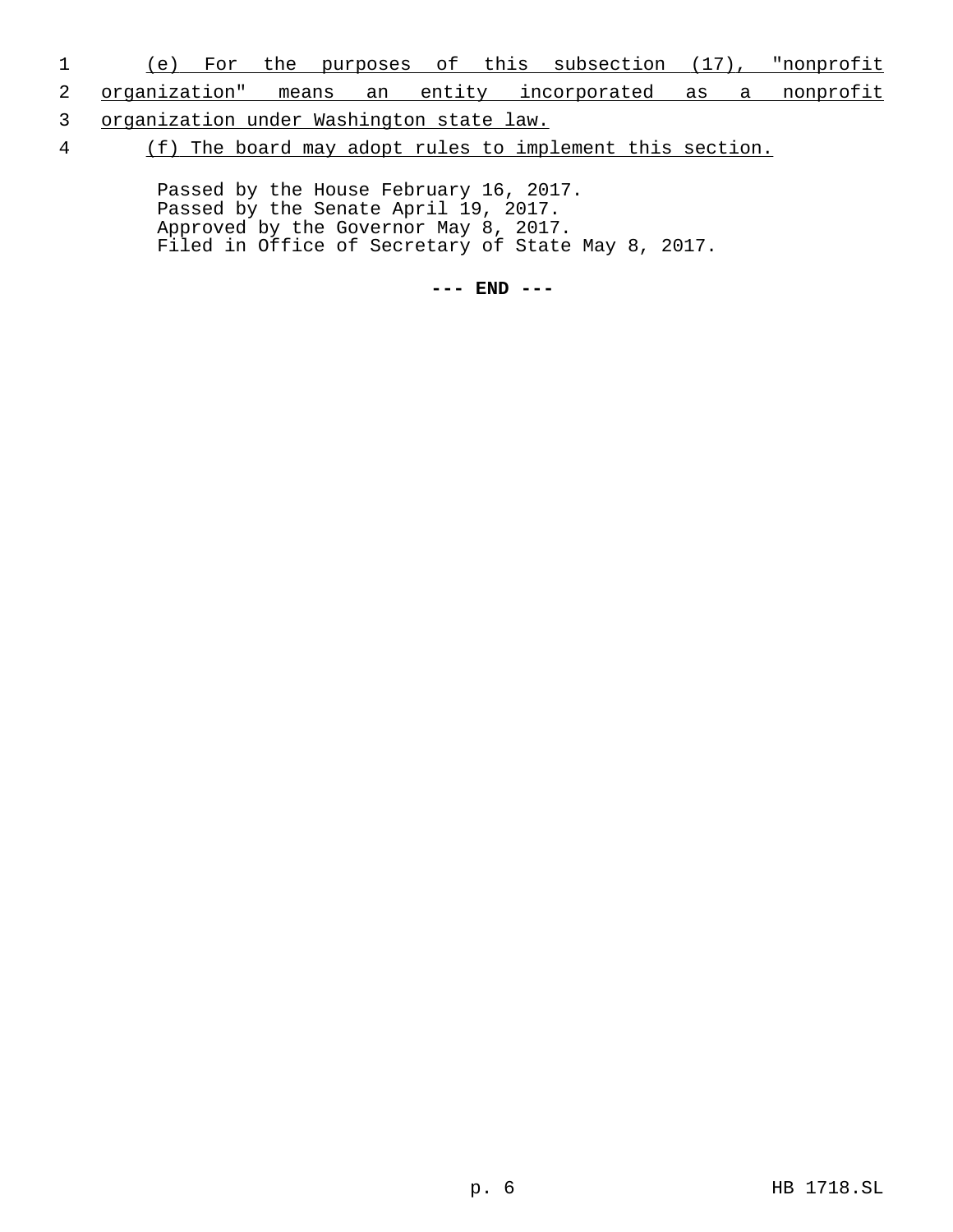(e) For the purposes of this subsection (17), "nonprofit organization" means an entity incorporated as a nonprofit organization under Washington state law.

(f) The board may adopt rules to implement this section.

Passed by the House February 16, 2017.
Passed by the Senate April 19, 2017.
Approved by the Governor May 8, 2017.
Filed in Office of Secretary of State May 8, 2017.

**--- END ---**